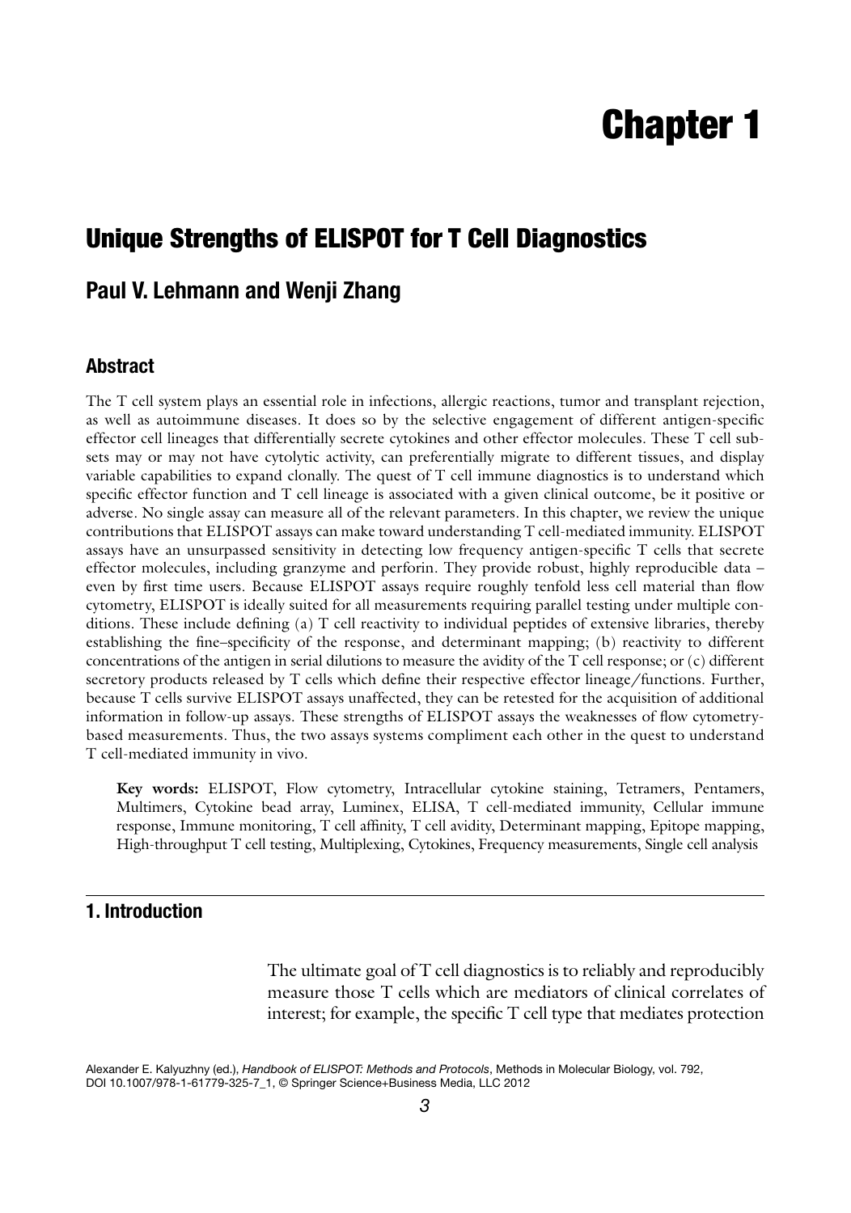# Chapter 1

## Unique Strengths of ELISPOT for T Cell Diagnostics

### Paul V. Lehmann and Wenji Zhang

### Abstract

The T cell system plays an essential role in infections, allergic reactions, tumor and transplant rejection, as well as autoimmune diseases. It does so by the selective engagement of different antigen-specific effector cell lineages that differentially secrete cytokines and other effector molecules. These T cell subsets may or may not have cytolytic activity, can preferentially migrate to different tissues, and display variable capabilities to expand clonally. The quest of T cell immune diagnostics is to understand which specific effector function and T cell lineage is associated with a given clinical outcome, be it positive or adverse. No single assay can measure all of the relevant parameters. In this chapter, we review the unique contributions that ELISPOT assays can make toward understanding T cell-mediated immunity. ELISPOT assays have an unsurpassed sensitivity in detecting low frequency antigen-specific T cells that secrete effector molecules, including granzyme and perforin. They provide robust, highly reproducible data – even by first time users. Because ELISPOT assays require roughly tenfold less cell material than flow cytometry, ELISPOT is ideally suited for all measurements requiring parallel testing under multiple conditions. These include defining (a) T cell reactivity to individual peptides of extensive libraries, thereby establishing the fine–specificity of the response, and determinant mapping; (b) reactivity to different concentrations of the antigen in serial dilutions to measure the avidity of the T cell response; or (c) different secretory products released by T cells which define their respective effector lineage/functions. Further, because T cells survive ELISPOT assays unaffected, they can be retested for the acquisition of additional information in follow-up assays. These strengths of ELISPOT assays the weaknesses of flow cytometry-based measurements. Thus, the two assays systems compliment each other in the quest to understand T cell-mediated immunity in vivo.

**Key words:** ELISPOT, Flow cytometry, Intracellular cytokine staining, Tetramers, Pentamers, Multimers, Cytokine bead array, Luminex, ELISA, T cell-mediated immunity, Cellular immune response, Immune monitoring, T cell affinity, T cell avidity, Determinant mapping, Epitope mapping, High-throughput T cell testing, Multiplexing, Cytokines, Frequency measurements, Single cell analysis

## 1. Introduction

The ultimate goal of T cell diagnostics is to reliably and reproducibly measure those T cells which are mediators of clinical correlates of interest; for example, the specific T cell type that mediates protection

Alexander E. Kalyuzhny (ed.), *Handbook of ELISPOT: Methods and Protocols*, Methods in Molecular Biology, vol. 792, DOI 10.1007/978-1-61779-325-7_1, © Springer Science+Business Media, LLC 2012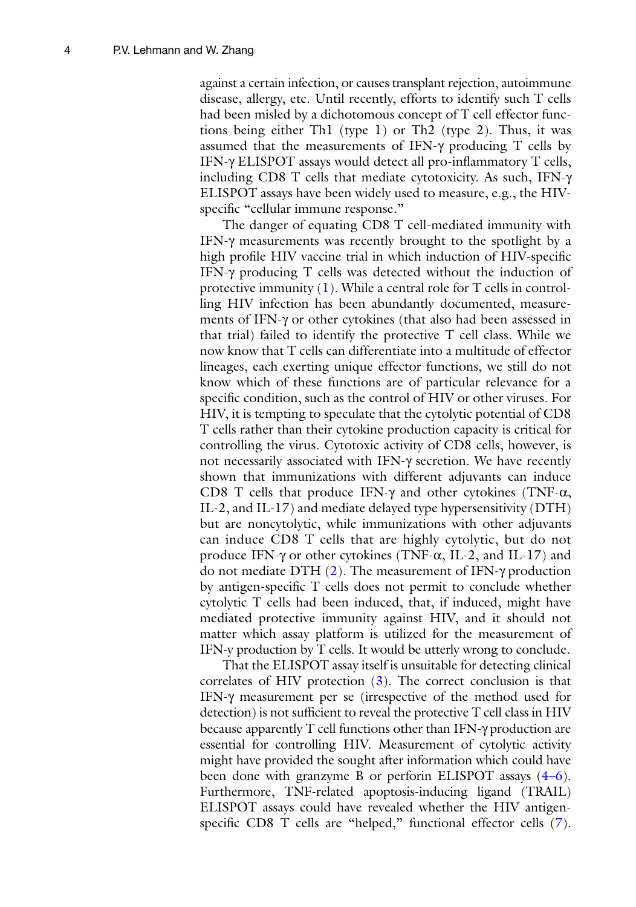against a certain infection, or causes transplant rejection, autoimmune disease, allergy, etc. Until recently, efforts to identify such T cells had been misled by a dichotomous concept of T cell effector functions being either Th1 (type 1) or Th2 (type 2). Thus, it was assumed that the measurements of IFN-γ producing T cells by IFN-γ ELISPOT assays would detect all pro-inflammatory T cells, including CD8 T cells that mediate cytotoxicity. As such, IFN-γ ELISPOT assays have been widely used to measure, e.g., the HIV-specific "cellular immune response."

The danger of equating CD8 T cell-mediated immunity with IFN-γ measurements was recently brought to the spotlight by a high profile HIV vaccine trial in which induction of HIV-specific IFN-γ producing T cells was detected without the induction of protective immunity (1). While a central role for T cells in controlling HIV infection has been abundantly documented, measurements of IFN-γ or other cytokines (that also had been assessed in that trial) failed to identify the protective T cell class. While we now know that T cells can differentiate into a multitude of effector lineages, each exerting unique effector functions, we still do not know which of these functions are of particular relevance for a specific condition, such as the control of HIV or other viruses. For HIV, it is tempting to speculate that the cytolytic potential of CD8 T cells rather than their cytokine production capacity is critical for controlling the virus. Cytotoxic activity of CD8 cells, however, is not necessarily associated with IFN-γ secretion. We have recently shown that immunizations with different adjuvants can induce CD8 T cells that produce IFN-γ and other cytokines (TNF-α, IL-2, and IL-17) and mediate delayed type hypersensitivity (DTH) but are noncytolytic, while immunizations with other adjuvants can induce CD8 T cells that are highly cytolytic, but do not produce IFN-γ or other cytokines (TNF-α, IL-2, and IL-17) and do not mediate DTH (2). The measurement of IFN-γ production by antigen-specific T cells does not permit to conclude whether cytolytic T cells had been induced, that, if induced, might have mediated protective immunity against HIV, and it should not matter which assay platform is utilized for the measurement of IFN-y production by T cells. It would be utterly wrong to conclude.

That the ELISPOT assay itself is unsuitable for detecting clinical correlates of HIV protection (3). The correct conclusion is that IFN-γ measurement per se (irrespective of the method used for detection) is not sufficient to reveal the protective T cell class in HIV because apparently T cell functions other than IFN-γ production are essential for controlling HIV. Measurement of cytolytic activity might have provided the sought after information which could have been done with granzyme B or perforin ELISPOT assays (4–6). Furthermore, TNF-related apoptosis-inducing ligand (TRAIL) ELISPOT assays could have revealed whether the HIV antigen-specific CD8 T cells are "helped," functional effector cells (7).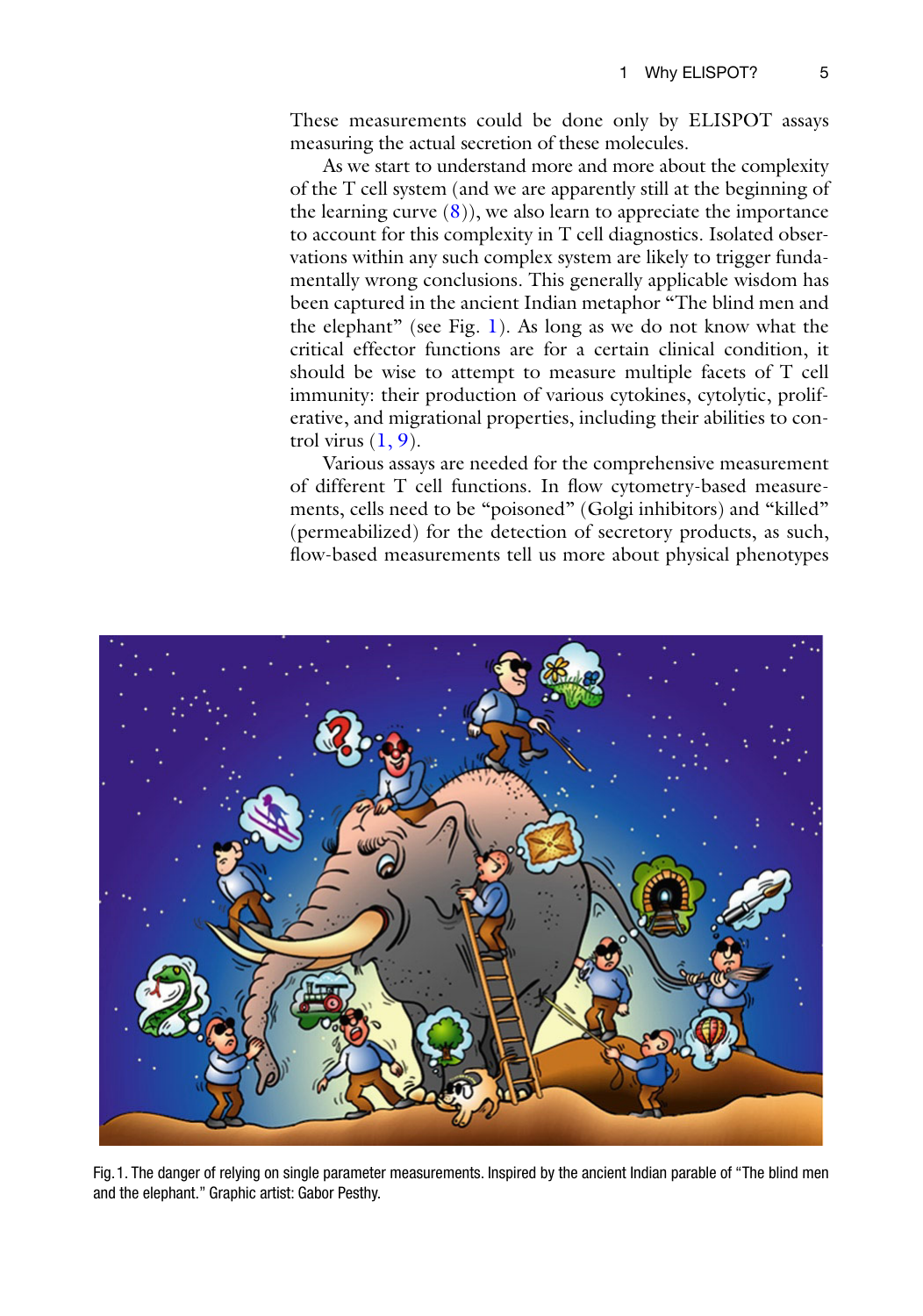These measurements could be done only by ELISPOT assays measuring the actual secretion of these molecules.

As we start to understand more and more about the complexity of the T cell system (and we are apparently still at the beginning of the learning curve (8)), we also learn to appreciate the importance to account for this complexity in T cell diagnostics. Isolated observations within any such complex system are likely to trigger fundamentally wrong conclusions. This generally applicable wisdom has been captured in the ancient Indian metaphor "The blind men and the elephant" (see Fig. 1). As long as we do not know what the critical effector functions are for a certain clinical condition, it should be wise to attempt to measure multiple facets of T cell immunity: their production of various cytokines, cytolytic, proliferative, and migrational properties, including their abilities to control virus (1, 9).

Various assays are needed for the comprehensive measurement of different T cell functions. In flow cytometry-based measurements, cells need to be "poisoned" (Golgi inhibitors) and "killed" (permeabilized) for the detection of secretory products, as such, flow-based measurements tell us more about physical phenotypes

Fig. 1. The danger of relying on single parameter measurements. Inspired by the ancient Indian parable of "The blind men and the elephant." Graphic artist: Gabor Pesthy.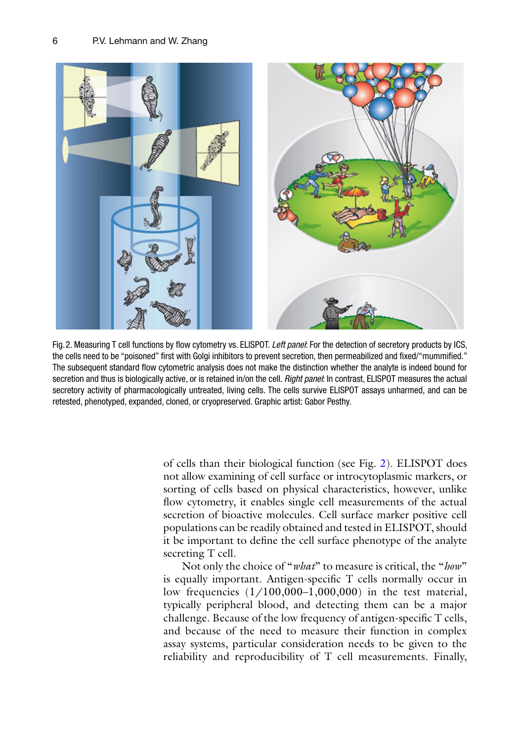Fig. 2. Measuring T cell functions by flow cytometry vs. ELISPOT. *Left panel*: For the detection of secretory products by ICS, the cells need to be "poisoned" first with Golgi inhibitors to prevent secretion, then permeabilized and fixed/"mummified." The subsequent standard flow cytometric analysis does not make the distinction whether the analyte is indeed bound for secretion and thus is biologically active, or is retained in/on the cell. *Right panel*: In contrast, ELISPOT measures the actual secretory activity of pharmacologically untreated, living cells. The cells survive ELISPOT assays unharmed, and can be retested, phenotyped, expanded, cloned, or cryopreserved. Graphic artist: Gabor Pesthy.

of cells than their biological function (see Fig. 2). ELISPOT does not allow examining of cell surface or introcytoplasmic markers, or sorting of cells based on physical characteristics, however, unlike flow cytometry, it enables single cell measurements of the actual secretion of bioactive molecules. Cell surface marker positive cell populations can be readily obtained and tested in ELISPOT, should it be important to define the cell surface phenotype of the analyte secreting T cell.

Not only the choice of "*what*" to measure is critical, the "*how*" is equally important. Antigen-specific T cells normally occur in low frequencies (1/100,000–1,000,000) in the test material, typically peripheral blood, and detecting them can be a major challenge. Because of the low frequency of antigen-specific T cells, and because of the need to measure their function in complex assay systems, particular consideration needs to be given to the reliability and reproducibility of T cell measurements. Finally,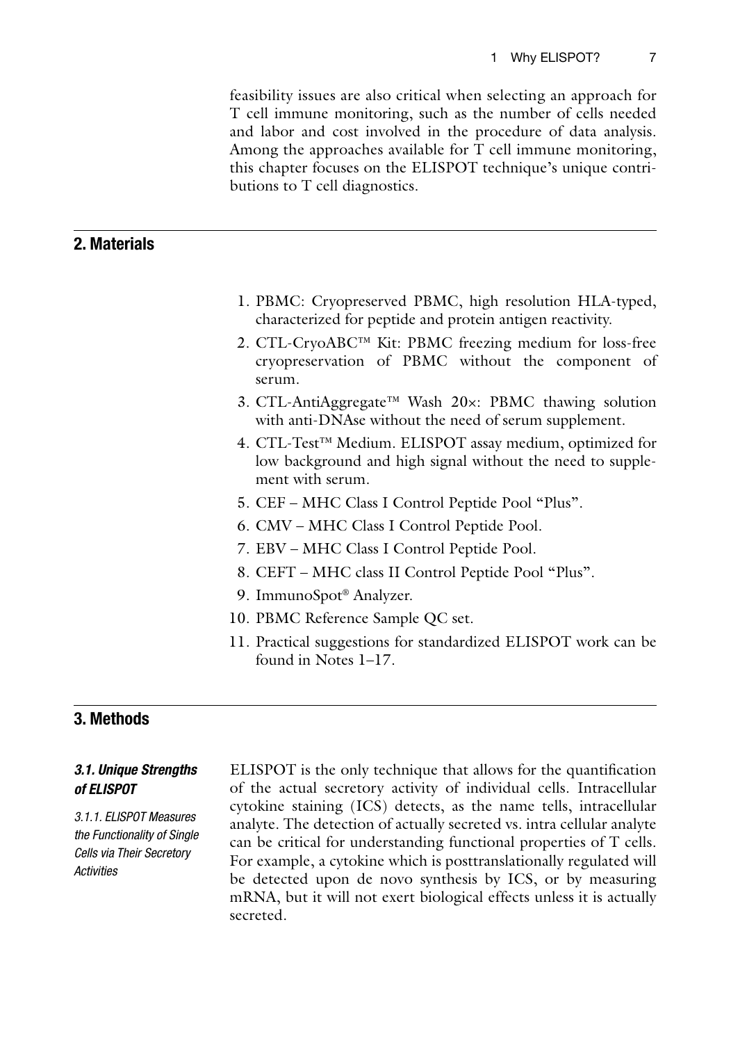feasibility issues are also critical when selecting an approach for T cell immune monitoring, such as the number of cells needed and labor and cost involved in the procedure of data analysis. Among the approaches available for T cell immune monitoring, this chapter focuses on the ELISPOT technique's unique contributions to T cell diagnostics.

## 2. Materials

1. PBMC: Cryopreserved PBMC, high resolution HLA-typed, characterized for peptide and protein antigen reactivity.
2. CTL-CryoABC™ Kit: PBMC freezing medium for loss-free cryopreservation of PBMC without the component of serum.
3. CTL-AntiAggregate™ Wash 20×: PBMC thawing solution with anti-DNAse without the need of serum supplement.
4. CTL-Test™ Medium. ELISPOT assay medium, optimized for low background and high signal without the need to supplement with serum.
5. CEF – MHC Class I Control Peptide Pool "Plus".
6. CMV – MHC Class I Control Peptide Pool.
7. EBV – MHC Class I Control Peptide Pool.
8. CEFT – MHC class II Control Peptide Pool "Plus".
9. ImmunoSpot® Analyzer.
10. PBMC Reference Sample QC set.
11. Practical suggestions for standardized ELISPOT work can be found in Notes 1–17.

## 3. Methods

### 3.1. Unique Strengths of ELISPOT

#### 3.1.1. ELISPOT Measures the Functionality of Single Cells via Their Secretory Activities

ELISPOT is the only technique that allows for the quantification of the actual secretory activity of individual cells. Intracellular cytokine staining (ICS) detects, as the name tells, intracellular analyte. The detection of actually secreted vs. intra cellular analyte can be critical for understanding functional properties of T cells. For example, a cytokine which is posttranslationally regulated will be detected upon de novo synthesis by ICS, or by measuring mRNA, but it will not exert biological effects unless it is actually secreted.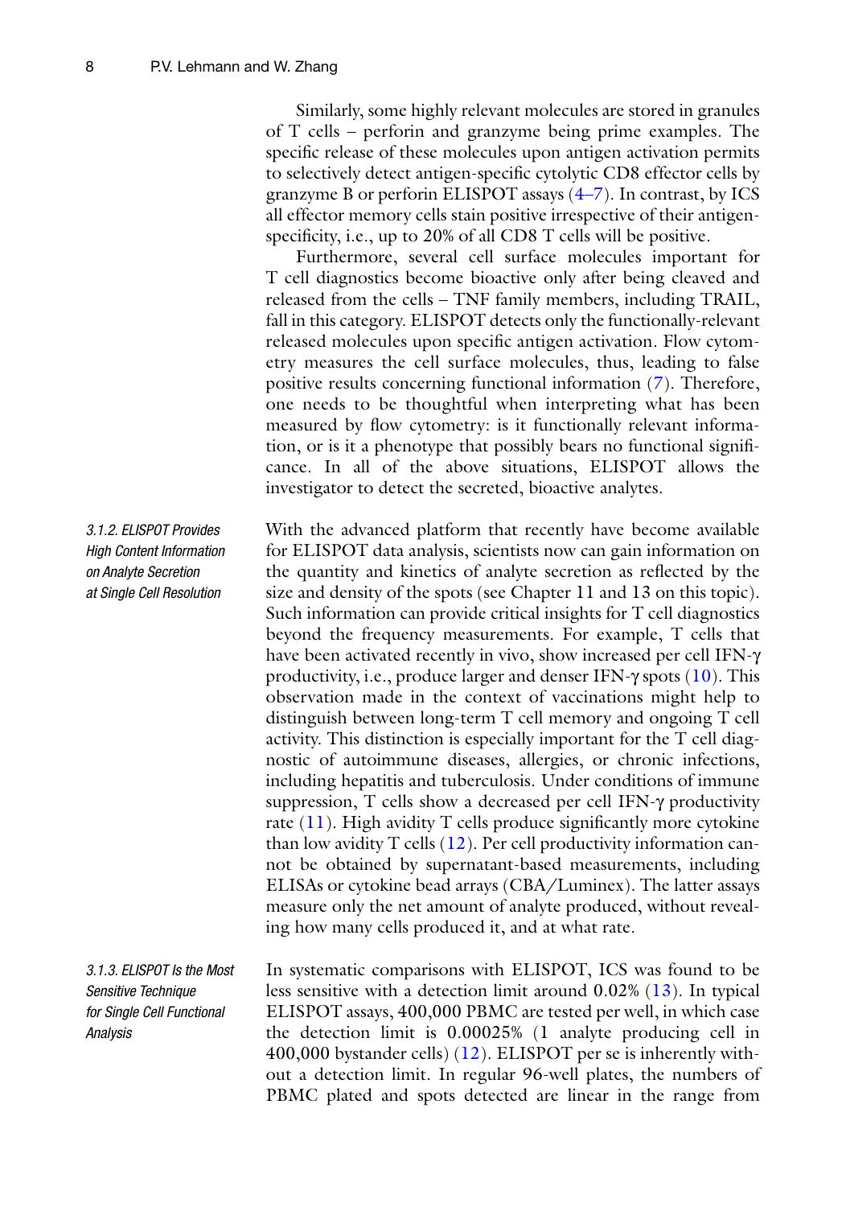Similarly, some highly relevant molecules are stored in granules of T cells – perforin and granzyme being prime examples. The specific release of these molecules upon antigen activation permits to selectively detect antigen-specific cytolytic CD8 effector cells by granzyme B or perforin ELISPOT assays (4–7). In contrast, by ICS all effector memory cells stain positive irrespective of their antigen-specificity, i.e., up to 20% of all CD8 T cells will be positive.

Furthermore, several cell surface molecules important for T cell diagnostics become bioactive only after being cleaved and released from the cells – TNF family members, including TRAIL, fall in this category. ELISPOT detects only the functionally-relevant released molecules upon specific antigen activation. Flow cytometry measures the cell surface molecules, thus, leading to false positive results concerning functional information (7). Therefore, one needs to be thoughtful when interpreting what has been measured by flow cytometry: is it functionally relevant information, or is it a phenotype that possibly bears no functional significance. In all of the above situations, ELISPOT allows the investigator to detect the secreted, bioactive analytes.

#### 3.1.2. ELISPOT Provides High Content Information on Analyte Secretion at Single Cell Resolution

With the advanced platform that recently have become available for ELISPOT data analysis, scientists now can gain information on the quantity and kinetics of analyte secretion as reflected by the size and density of the spots (see Chapter 11 and 13 on this topic). Such information can provide critical insights for T cell diagnostics beyond the frequency measurements. For example, T cells that have been activated recently in vivo, show increased per cell IFN-γ productivity, i.e., produce larger and denser IFN-γ spots (10). This observation made in the context of vaccinations might help to distinguish between long-term T cell memory and ongoing T cell activity. This distinction is especially important for the T cell diagnostic of autoimmune diseases, allergies, or chronic infections, including hepatitis and tuberculosis. Under conditions of immune suppression, T cells show a decreased per cell IFN-γ productivity rate (11). High avidity T cells produce significantly more cytokine than low avidity T cells (12). Per cell productivity information cannot be obtained by supernatant-based measurements, including ELISAs or cytokine bead arrays (CBA/Luminex). The latter assays measure only the net amount of analyte produced, without revealing how many cells produced it, and at what rate.

#### 3.1.3. ELISPOT Is the Most Sensitive Technique for Single Cell Functional Analysis

In systematic comparisons with ELISPOT, ICS was found to be less sensitive with a detection limit around 0.02% (13). In typical ELISPOT assays, 400,000 PBMC are tested per well, in which case the detection limit is 0.00025% (1 analyte producing cell in 400,000 bystander cells) (12). ELISPOT per se is inherently without a detection limit. In regular 96-well plates, the numbers of PBMC plated and spots detected are linear in the range from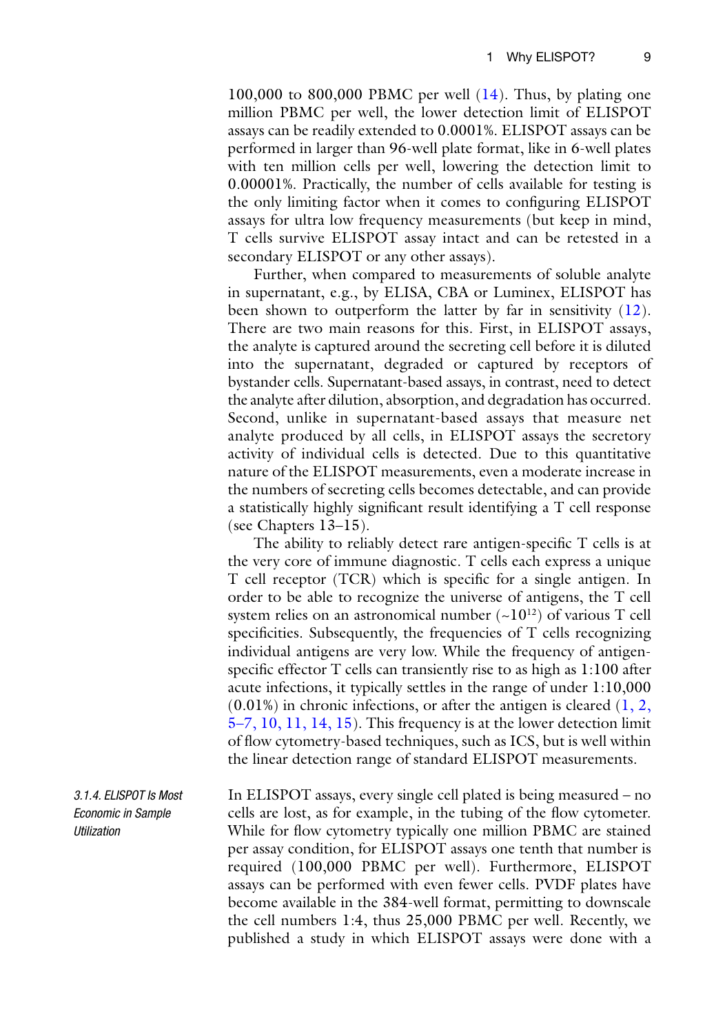100,000 to 800,000 PBMC per well (14). Thus, by plating one million PBMC per well, the lower detection limit of ELISPOT assays can be readily extended to 0.0001%. ELISPOT assays can be performed in larger than 96-well plate format, like in 6-well plates with ten million cells per well, lowering the detection limit to 0.00001%. Practically, the number of cells available for testing is the only limiting factor when it comes to configuring ELISPOT assays for ultra low frequency measurements (but keep in mind, T cells survive ELISPOT assay intact and can be retested in a secondary ELISPOT or any other assays).

Further, when compared to measurements of soluble analyte in supernatant, e.g., by ELISA, CBA or Luminex, ELISPOT has been shown to outperform the latter by far in sensitivity (12). There are two main reasons for this. First, in ELISPOT assays, the analyte is captured around the secreting cell before it is diluted into the supernatant, degraded or captured by receptors of bystander cells. Supernatant-based assays, in contrast, need to detect the analyte after dilution, absorption, and degradation has occurred. Second, unlike in supernatant-based assays that measure net analyte produced by all cells, in ELISPOT assays the secretory activity of individual cells is detected. Due to this quantitative nature of the ELISPOT measurements, even a moderate increase in the numbers of secreting cells becomes detectable, and can provide a statistically highly significant result identifying a T cell response (see Chapters 13–15).

The ability to reliably detect rare antigen-specific T cells is at the very core of immune diagnostic. T cells each express a unique T cell receptor (TCR) which is specific for a single antigen. In order to be able to recognize the universe of antigens, the T cell system relies on an astronomical number (~$10^{12}$) of various T cell specificities. Subsequently, the frequencies of T cells recognizing individual antigens are very low. While the frequency of antigen-specific effector T cells can transiently rise to as high as 1:100 after acute infections, it typically settles in the range of under 1:10,000 (0.01%) in chronic infections, or after the antigen is cleared (1, 2, 5–7, 10, 11, 14, 15). This frequency is at the lower detection limit of flow cytometry-based techniques, such as ICS, but is well within the linear detection range of standard ELISPOT measurements.

#### *3.1.4. ELISPOT Is Most Economic in Sample Utilization*

In ELISPOT assays, every single cell plated is being measured – no cells are lost, as for example, in the tubing of the flow cytometer. While for flow cytometry typically one million PBMC are stained per assay condition, for ELISPOT assays one tenth that number is required (100,000 PBMC per well). Furthermore, ELISPOT assays can be performed with even fewer cells. PVDF plates have become available in the 384-well format, permitting to downscale the cell numbers 1:4, thus 25,000 PBMC per well. Recently, we published a study in which ELISPOT assays were done with a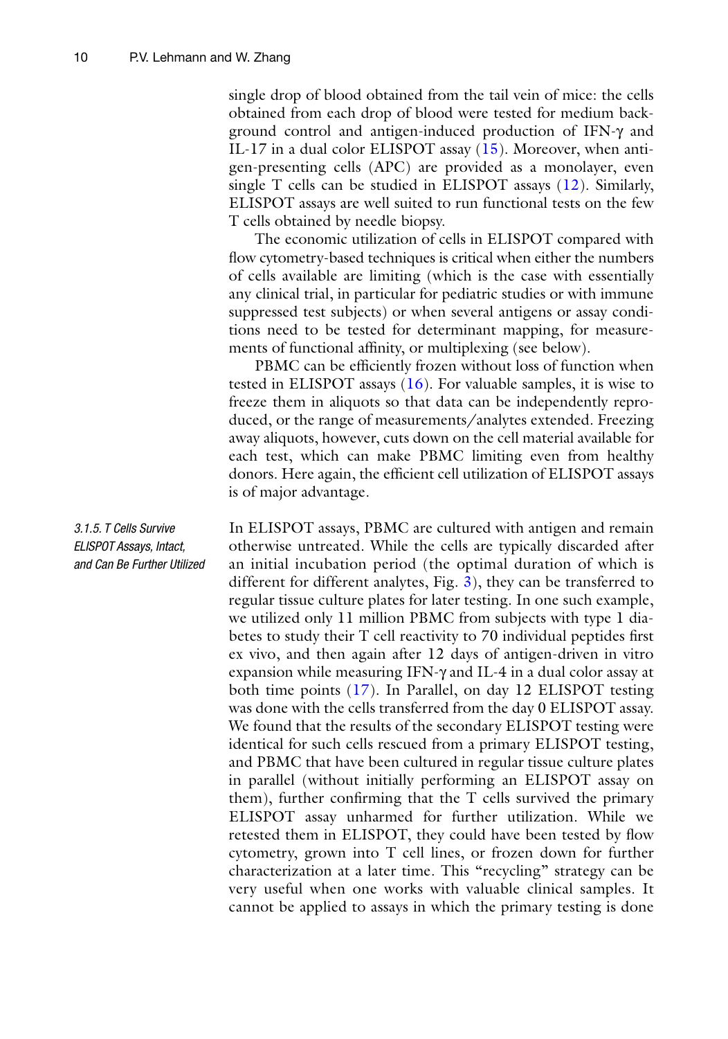single drop of blood obtained from the tail vein of mice: the cells obtained from each drop of blood were tested for medium background control and antigen-induced production of IFN-γ and IL-17 in a dual color ELISPOT assay (15). Moreover, when antigen-presenting cells (APC) are provided as a monolayer, even single T cells can be studied in ELISPOT assays (12). Similarly, ELISPOT assays are well suited to run functional tests on the few T cells obtained by needle biopsy.

The economic utilization of cells in ELISPOT compared with flow cytometry-based techniques is critical when either the numbers of cells available are limiting (which is the case with essentially any clinical trial, in particular for pediatric studies or with immune suppressed test subjects) or when several antigens or assay conditions need to be tested for determinant mapping, for measurements of functional affinity, or multiplexing (see below).

PBMC can be efficiently frozen without loss of function when tested in ELISPOT assays (16). For valuable samples, it is wise to freeze them in aliquots so that data can be independently reproduced, or the range of measurements/analytes extended. Freezing away aliquots, however, cuts down on the cell material available for each test, which can make PBMC limiting even from healthy donors. Here again, the efficient cell utilization of ELISPOT assays is of major advantage.

#### *3.1.5. T Cells Survive ELISPOT Assays, Intact, and Can Be Further Utilized*

In ELISPOT assays, PBMC are cultured with antigen and remain otherwise untreated. While the cells are typically discarded after an initial incubation period (the optimal duration of which is different for different analytes, Fig. 3), they can be transferred to regular tissue culture plates for later testing. In one such example, we utilized only 11 million PBMC from subjects with type 1 diabetes to study their T cell reactivity to 70 individual peptides first ex vivo, and then again after 12 days of antigen-driven in vitro expansion while measuring IFN-γ and IL-4 in a dual color assay at both time points (17). In Parallel, on day 12 ELISPOT testing was done with the cells transferred from the day 0 ELISPOT assay. We found that the results of the secondary ELISPOT testing were identical for such cells rescued from a primary ELISPOT testing, and PBMC that have been cultured in regular tissue culture plates in parallel (without initially performing an ELISPOT assay on them), further confirming that the T cells survived the primary ELISPOT assay unharmed for further utilization. While we retested them in ELISPOT, they could have been tested by flow cytometry, grown into T cell lines, or frozen down for further characterization at a later time. This "recycling" strategy can be very useful when one works with valuable clinical samples. It cannot be applied to assays in which the primary testing is done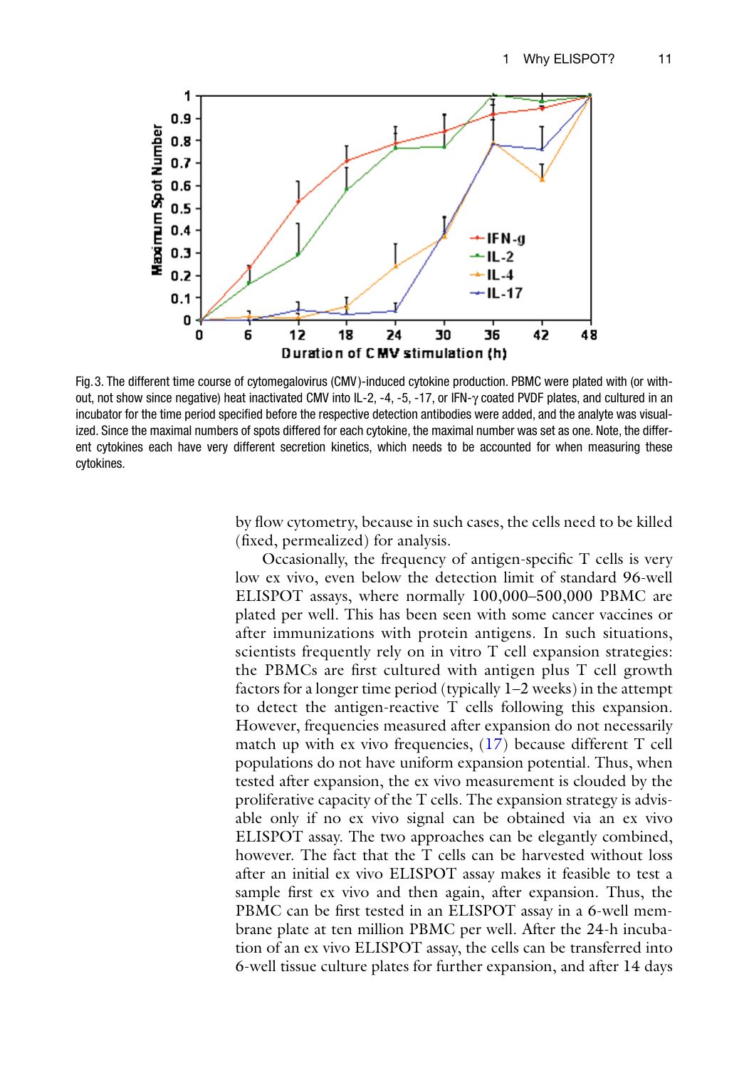Fig. 3. The different time course of cytomegalovirus (CMV)-induced cytokine production. PBMC were plated with (or without, not show since negative) heat inactivated CMV into IL-2, -4, -5, -17, or IFN-γ coated PVDF plates, and cultured in an incubator for the time period specified before the respective detection antibodies were added, and the analyte was visualized. Since the maximal numbers of spots differed for each cytokine, the maximal number was set as one. Note, the different cytokines each have very different secretion kinetics, which needs to be accounted for when measuring these cytokines.

by flow cytometry, because in such cases, the cells need to be killed (fixed, permealized) for analysis.

Occasionally, the frequency of antigen-specific T cells is very low ex vivo, even below the detection limit of standard 96-well ELISPOT assays, where normally 100,000–500,000 PBMC are plated per well. This has been seen with some cancer vaccines or after immunizations with protein antigens. In such situations, scientists frequently rely on in vitro T cell expansion strategies: the PBMCs are first cultured with antigen plus T cell growth factors for a longer time period (typically 1–2 weeks) in the attempt to detect the antigen-reactive T cells following this expansion. However, frequencies measured after expansion do not necessarily match up with ex vivo frequencies, (17) because different T cell populations do not have uniform expansion potential. Thus, when tested after expansion, the ex vivo measurement is clouded by the proliferative capacity of the T cells. The expansion strategy is advisable only if no ex vivo signal can be obtained via an ex vivo ELISPOT assay. The two approaches can be elegantly combined, however. The fact that the T cells can be harvested without loss after an initial ex vivo ELISPOT assay makes it feasible to test a sample first ex vivo and then again, after expansion. Thus, the PBMC can be first tested in an ELISPOT assay in a 6-well membrane plate at ten million PBMC per well. After the 24-h incubation of an ex vivo ELISPOT assay, the cells can be transferred into 6-well tissue culture plates for further expansion, and after 14 days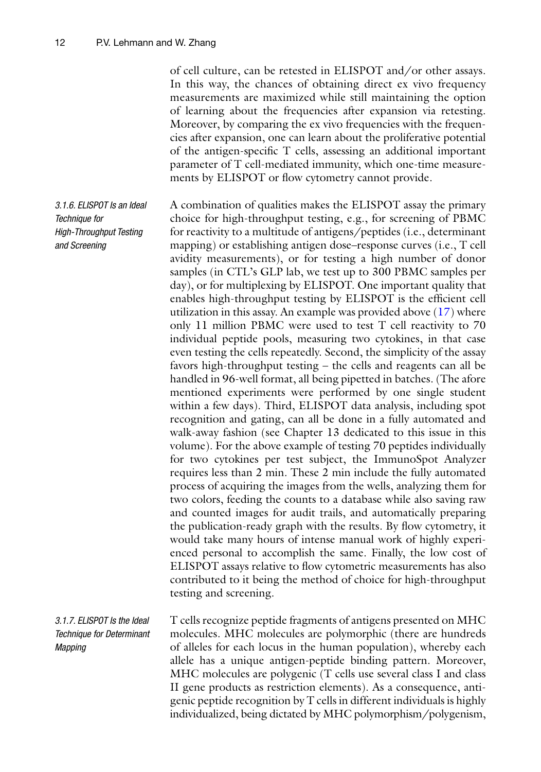of cell culture, can be retested in ELISPOT and/or other assays. In this way, the chances of obtaining direct ex vivo frequency measurements are maximized while still maintaining the option of learning about the frequencies after expansion via retesting. Moreover, by comparing the ex vivo frequencies with the frequencies after expansion, one can learn about the proliferative potential of the antigen-specific T cells, assessing an additional important parameter of T cell-mediated immunity, which one-time measurements by ELISPOT or flow cytometry cannot provide.

#### 3.1.6. ELISPOT Is an Ideal Technique for High-Throughput Testing and Screening

A combination of qualities makes the ELISPOT assay the primary choice for high-throughput testing, e.g., for screening of PBMC for reactivity to a multitude of antigens/peptides (i.e., determinant mapping) or establishing antigen dose–response curves (i.e., T cell avidity measurements), or for testing a high number of donor samples (in CTL's GLP lab, we test up to 300 PBMC samples per day), or for multiplexing by ELISPOT. One important quality that enables high-throughput testing by ELISPOT is the efficient cell utilization in this assay. An example was provided above (17) where only 11 million PBMC were used to test T cell reactivity to 70 individual peptide pools, measuring two cytokines, in that case even testing the cells repeatedly. Second, the simplicity of the assay favors high-throughput testing – the cells and reagents can all be handled in 96-well format, all being pipetted in batches. (The afore mentioned experiments were performed by one single student within a few days). Third, ELISPOT data analysis, including spot recognition and gating, can all be done in a fully automated and walk-away fashion (see Chapter 13 dedicated to this issue in this volume). For the above example of testing 70 peptides individually for two cytokines per test subject, the ImmunoSpot Analyzer requires less than 2 min. These 2 min include the fully automated process of acquiring the images from the wells, analyzing them for two colors, feeding the counts to a database while also saving raw and counted images for audit trails, and automatically preparing the publication-ready graph with the results. By flow cytometry, it would take many hours of intense manual work of highly experienced personal to accomplish the same. Finally, the low cost of ELISPOT assays relative to flow cytometric measurements has also contributed to it being the method of choice for high-throughput testing and screening.

#### 3.1.7. ELISPOT Is the Ideal Technique for Determinant Mapping

T cells recognize peptide fragments of antigens presented on MHC molecules. MHC molecules are polymorphic (there are hundreds of alleles for each locus in the human population), whereby each allele has a unique antigen-peptide binding pattern. Moreover, MHC molecules are polygenic (T cells use several class I and class II gene products as restriction elements). As a consequence, antigenic peptide recognition by T cells in different individuals is highly individualized, being dictated by MHC polymorphism/polygenism,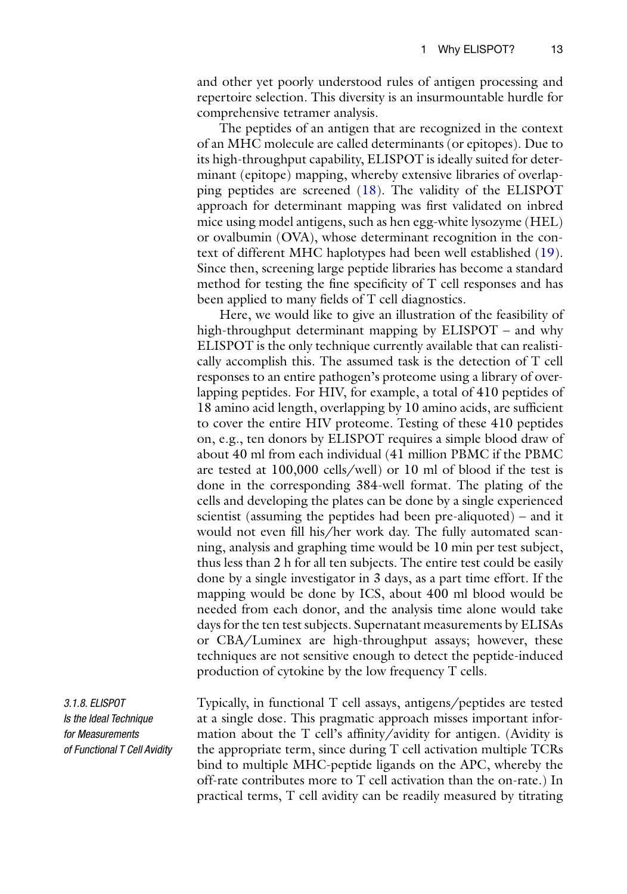and other yet poorly understood rules of antigen processing and repertoire selection. This diversity is an insurmountable hurdle for comprehensive tetramer analysis.

The peptides of an antigen that are recognized in the context of an MHC molecule are called determinants (or epitopes). Due to its high-throughput capability, ELISPOT is ideally suited for determinant (epitope) mapping, whereby extensive libraries of overlapping peptides are screened (18). The validity of the ELISPOT approach for determinant mapping was first validated on inbred mice using model antigens, such as hen egg-white lysozyme (HEL) or ovalbumin (OVA), whose determinant recognition in the context of different MHC haplotypes had been well established (19). Since then, screening large peptide libraries has become a standard method for testing the fine specificity of T cell responses and has been applied to many fields of T cell diagnostics.

Here, we would like to give an illustration of the feasibility of high-throughput determinant mapping by ELISPOT – and why ELISPOT is the only technique currently available that can realistically accomplish this. The assumed task is the detection of T cell responses to an entire pathogen's proteome using a library of overlapping peptides. For HIV, for example, a total of 410 peptides of 18 amino acid length, overlapping by 10 amino acids, are sufficient to cover the entire HIV proteome. Testing of these 410 peptides on, e.g., ten donors by ELISPOT requires a simple blood draw of about 40 ml from each individual (41 million PBMC if the PBMC are tested at 100,000 cells/well) or 10 ml of blood if the test is done in the corresponding 384-well format. The plating of the cells and developing the plates can be done by a single experienced scientist (assuming the peptides had been pre-aliquoted) – and it would not even fill his/her work day. The fully automated scanning, analysis and graphing time would be 10 min per test subject, thus less than 2 h for all ten subjects. The entire test could be easily done by a single investigator in 3 days, as a part time effort. If the mapping would be done by ICS, about 400 ml blood would be needed from each donor, and the analysis time alone would take days for the ten test subjects. Supernatant measurements by ELISAs or CBA/Luminex are high-throughput assays; however, these techniques are not sensitive enough to detect the peptide-induced production of cytokine by the low frequency T cells.

### *3.1.8. ELISPOT Is the Ideal Technique for Measurements of Functional T Cell Avidity*

Typically, in functional T cell assays, antigens/peptides are tested at a single dose. This pragmatic approach misses important information about the T cell's affinity/avidity for antigen. (Avidity is the appropriate term, since during T cell activation multiple TCRs bind to multiple MHC-peptide ligands on the APC, whereby the off-rate contributes more to T cell activation than the on-rate.) In practical terms, T cell avidity can be readily measured by titrating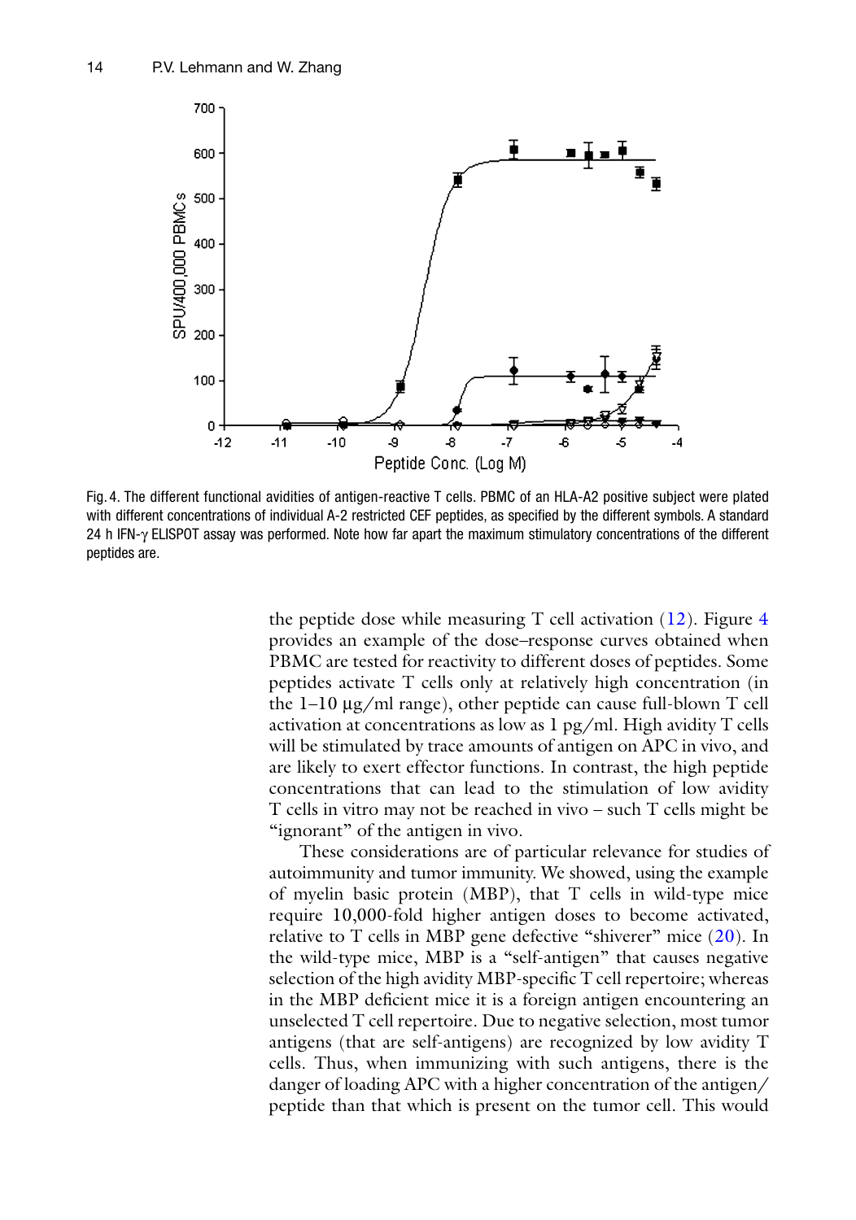Fig. 4. The different functional avidities of antigen-reactive T cells. PBMC of an HLA-A2 positive subject were plated with different concentrations of individual A-2 restricted CEF peptides, as specified by the different symbols. A standard 24 h IFN-γ ELISPOT assay was performed. Note how far apart the maximum stimulatory concentrations of the different peptides are.

the peptide dose while measuring T cell activation (12). Figure 4 provides an example of the dose–response curves obtained when PBMC are tested for reactivity to different doses of peptides. Some peptides activate T cells only at relatively high concentration (in the 1–10 μg/ml range), other peptide can cause full-blown T cell activation at concentrations as low as 1 pg/ml. High avidity T cells will be stimulated by trace amounts of antigen on APC in vivo, and are likely to exert effector functions. In contrast, the high peptide concentrations that can lead to the stimulation of low avidity T cells in vitro may not be reached in vivo – such T cells might be "ignorant" of the antigen in vivo.

These considerations are of particular relevance for studies of autoimmunity and tumor immunity. We showed, using the example of myelin basic protein (MBP), that T cells in wild-type mice require 10,000-fold higher antigen doses to become activated, relative to T cells in MBP gene defective "shiverer" mice (20). In the wild-type mice, MBP is a "self-antigen" that causes negative selection of the high avidity MBP-specific T cell repertoire; whereas in the MBP deficient mice it is a foreign antigen encountering an unselected T cell repertoire. Due to negative selection, most tumor antigens (that are self-antigens) are recognized by low avidity T cells. Thus, when immunizing with such antigens, there is the danger of loading APC with a higher concentration of the antigen/ peptide than that which is present on the tumor cell. This would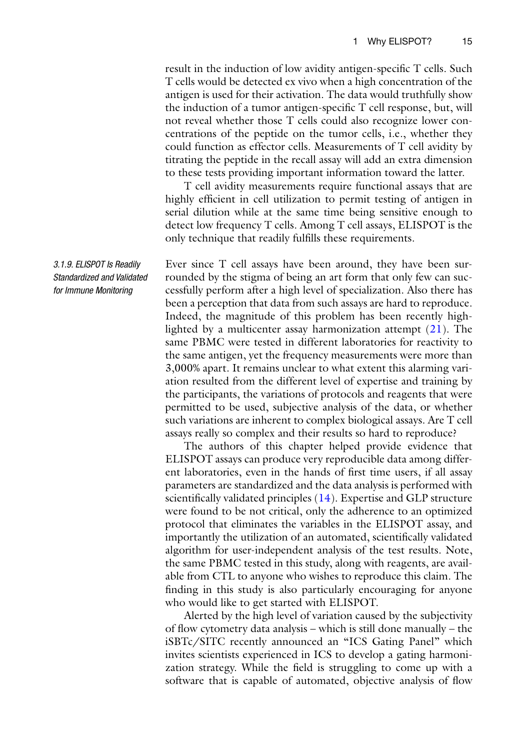result in the induction of low avidity antigen-specific T cells. Such T cells would be detected ex vivo when a high concentration of the antigen is used for their activation. The data would truthfully show the induction of a tumor antigen-specific T cell response, but, will not reveal whether those T cells could also recognize lower concentrations of the peptide on the tumor cells, i.e., whether they could function as effector cells. Measurements of T cell avidity by titrating the peptide in the recall assay will add an extra dimension to these tests providing important information toward the latter.

T cell avidity measurements require functional assays that are highly efficient in cell utilization to permit testing of antigen in serial dilution while at the same time being sensitive enough to detect low frequency T cells. Among T cell assays, ELISPOT is the only technique that readily fulfills these requirements.

#### *3.1.9. ELISPOT Is Readily Standardized and Validated for Immune Monitoring*

Ever since T cell assays have been around, they have been surrounded by the stigma of being an art form that only few can successfully perform after a high level of specialization. Also there has been a perception that data from such assays are hard to reproduce. Indeed, the magnitude of this problem has been recently highlighted by a multicenter assay harmonization attempt (21). The same PBMC were tested in different laboratories for reactivity to the same antigen, yet the frequency measurements were more than 3,000% apart. It remains unclear to what extent this alarming variation resulted from the different level of expertise and training by the participants, the variations of protocols and reagents that were permitted to be used, subjective analysis of the data, or whether such variations are inherent to complex biological assays. Are T cell assays really so complex and their results so hard to reproduce?

The authors of this chapter helped provide evidence that ELISPOT assays can produce very reproducible data among different laboratories, even in the hands of first time users, if all assay parameters are standardized and the data analysis is performed with scientifically validated principles (14). Expertise and GLP structure were found to be not critical, only the adherence to an optimized protocol that eliminates the variables in the ELISPOT assay, and importantly the utilization of an automated, scientifically validated algorithm for user-independent analysis of the test results. Note, the same PBMC tested in this study, along with reagents, are available from CTL to anyone who wishes to reproduce this claim. The finding in this study is also particularly encouraging for anyone who would like to get started with ELISPOT.

Alerted by the high level of variation caused by the subjectivity of flow cytometry data analysis – which is still done manually – the iSBTc/SITC recently announced an "ICS Gating Panel" which invites scientists experienced in ICS to develop a gating harmonization strategy. While the field is struggling to come up with a software that is capable of automated, objective analysis of flow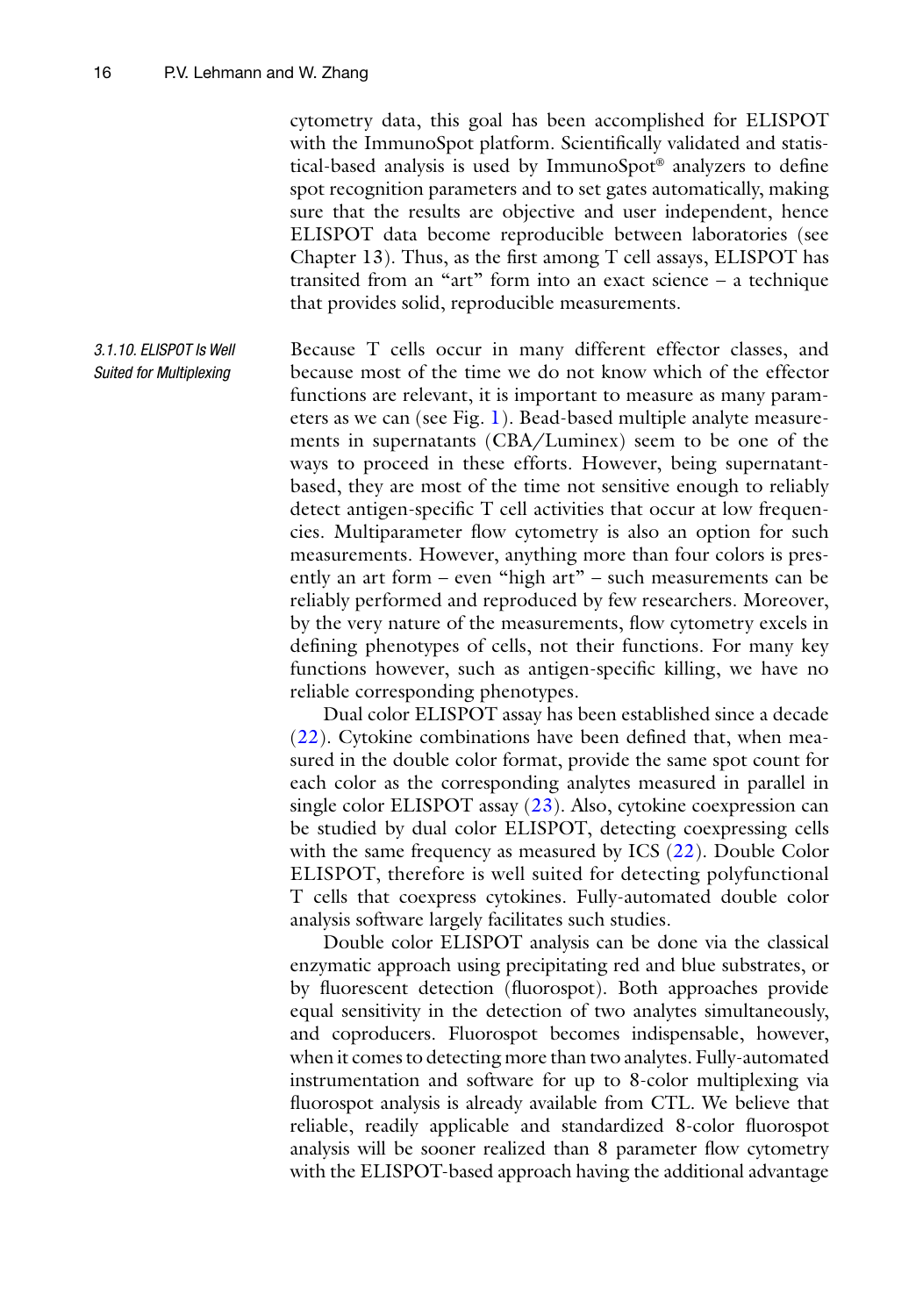cytometry data, this goal has been accomplished for ELISPOT with the ImmunoSpot platform. Scientifically validated and statistical-based analysis is used by ImmunoSpot® analyzers to define spot recognition parameters and to set gates automatically, making sure that the results are objective and user independent, hence ELISPOT data become reproducible between laboratories (see Chapter 13). Thus, as the first among T cell assays, ELISPOT has transited from an "art" form into an exact science – a technique that provides solid, reproducible measurements.

#### *3.1.10. ELISPOT Is Well Suited for Multiplexing*

Because T cells occur in many different effector classes, and because most of the time we do not know which of the effector functions are relevant, it is important to measure as many parameters as we can (see Fig. 1). Bead-based multiple analyte measurements in supernatants (CBA/Luminex) seem to be one of the ways to proceed in these efforts. However, being supernatant-based, they are most of the time not sensitive enough to reliably detect antigen-specific T cell activities that occur at low frequencies. Multiparameter flow cytometry is also an option for such measurements. However, anything more than four colors is presently an art form – even "high art" – such measurements can be reliably performed and reproduced by few researchers. Moreover, by the very nature of the measurements, flow cytometry excels in defining phenotypes of cells, not their functions. For many key functions however, such as antigen-specific killing, we have no reliable corresponding phenotypes.

Dual color ELISPOT assay has been established since a decade (22). Cytokine combinations have been defined that, when measured in the double color format, provide the same spot count for each color as the corresponding analytes measured in parallel in single color ELISPOT assay (23). Also, cytokine coexpression can be studied by dual color ELISPOT, detecting coexpressing cells with the same frequency as measured by ICS (22). Double Color ELISPOT, therefore is well suited for detecting polyfunctional T cells that coexpress cytokines. Fully-automated double color analysis software largely facilitates such studies.

Double color ELISPOT analysis can be done via the classical enzymatic approach using precipitating red and blue substrates, or by fluorescent detection (fluorospot). Both approaches provide equal sensitivity in the detection of two analytes simultaneously, and coproducers. Fluorospot becomes indispensable, however, when it comes to detecting more than two analytes. Fully-automated instrumentation and software for up to 8-color multiplexing via fluorospot analysis is already available from CTL. We believe that reliable, readily applicable and standardized 8-color fluorospot analysis will be sooner realized than 8 parameter flow cytometry with the ELISPOT-based approach having the additional advantage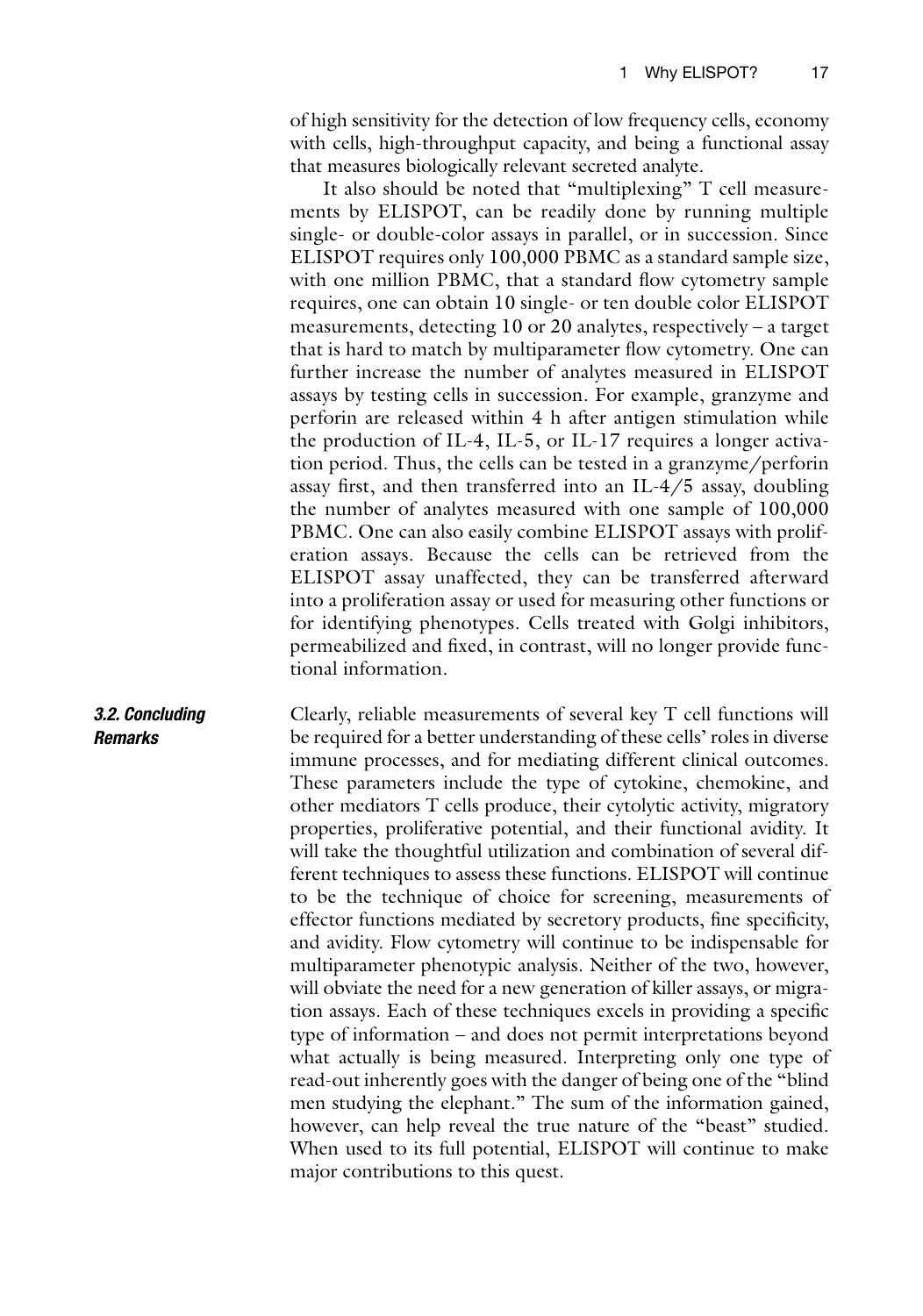of high sensitivity for the detection of low frequency cells, economy with cells, high-throughput capacity, and being a functional assay that measures biologically relevant secreted analyte.

It also should be noted that "multiplexing" T cell measurements by ELISPOT, can be readily done by running multiple single- or double-color assays in parallel, or in succession. Since ELISPOT requires only 100,000 PBMC as a standard sample size, with one million PBMC, that a standard flow cytometry sample requires, one can obtain 10 single- or ten double color ELISPOT measurements, detecting 10 or 20 analytes, respectively – a target that is hard to match by multiparameter flow cytometry. One can further increase the number of analytes measured in ELISPOT assays by testing cells in succession. For example, granzyme and perforin are released within 4 h after antigen stimulation while the production of IL-4, IL-5, or IL-17 requires a longer activation period. Thus, the cells can be tested in a granzyme/perforin assay first, and then transferred into an IL-4/5 assay, doubling the number of analytes measured with one sample of 100,000 PBMC. One can also easily combine ELISPOT assays with proliferation assays. Because the cells can be retrieved from the ELISPOT assay unaffected, they can be transferred afterward into a proliferation assay or used for measuring other functions or for identifying phenotypes. Cells treated with Golgi inhibitors, permeabilized and fixed, in contrast, will no longer provide functional information.

### 3.2. Concluding Remarks

Clearly, reliable measurements of several key T cell functions will be required for a better understanding of these cells' roles in diverse immune processes, and for mediating different clinical outcomes. These parameters include the type of cytokine, chemokine, and other mediators T cells produce, their cytolytic activity, migratory properties, proliferative potential, and their functional avidity. It will take the thoughtful utilization and combination of several different techniques to assess these functions. ELISPOT will continue to be the technique of choice for screening, measurements of effector functions mediated by secretory products, fine specificity, and avidity. Flow cytometry will continue to be indispensable for multiparameter phenotypic analysis. Neither of the two, however, will obviate the need for a new generation of killer assays, or migration assays. Each of these techniques excels in providing a specific type of information – and does not permit interpretations beyond what actually is being measured. Interpreting only one type of read-out inherently goes with the danger of being one of the "blind men studying the elephant." The sum of the information gained, however, can help reveal the true nature of the "beast" studied. When used to its full potential, ELISPOT will continue to make major contributions to this quest.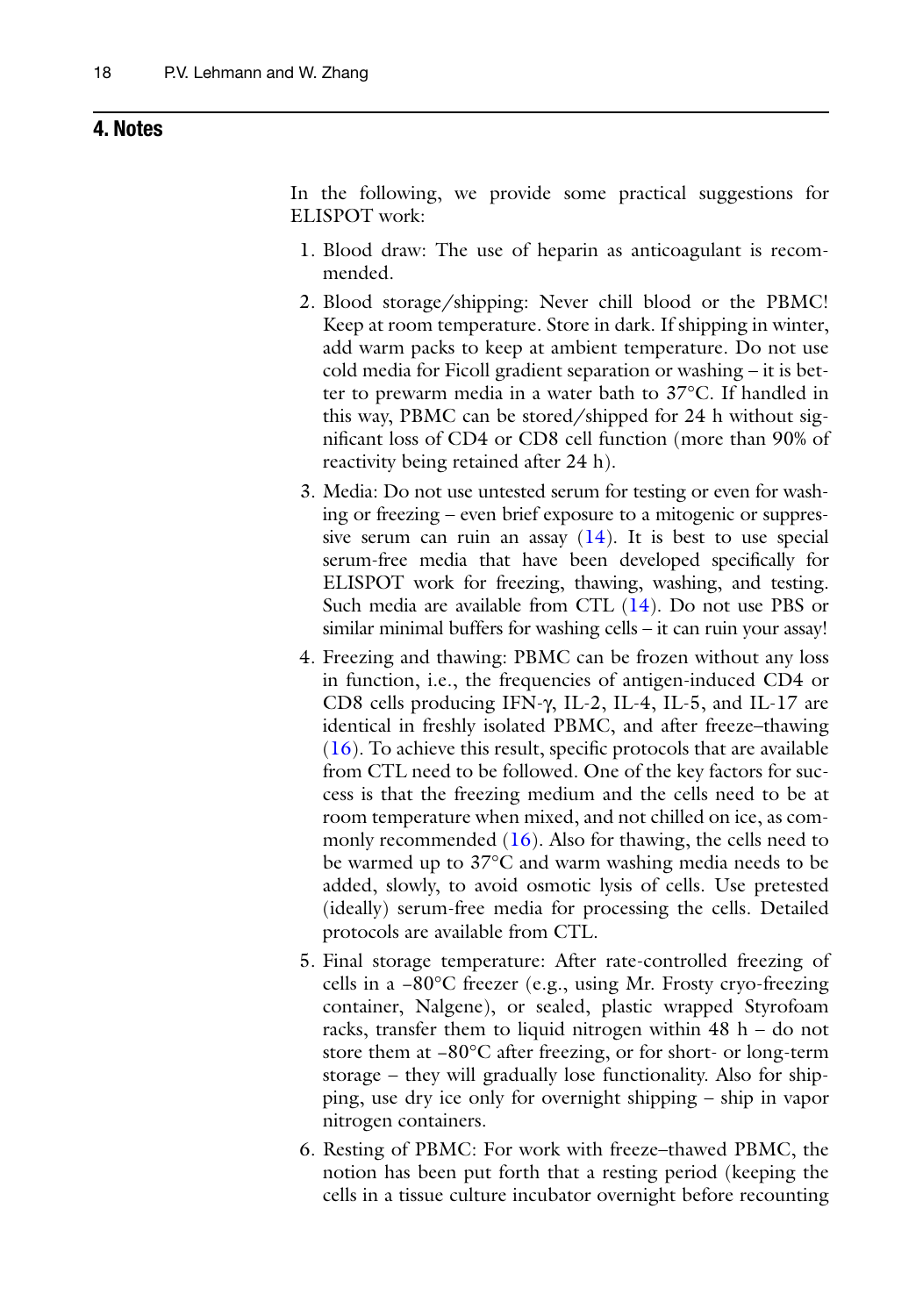## 4. Notes

In the following, we provide some practical suggestions for ELISPOT work:

1. Blood draw: The use of heparin as anticoagulant is recommended.
2. Blood storage/shipping: Never chill blood or the PBMC! Keep at room temperature. Store in dark. If shipping in winter, add warm packs to keep at ambient temperature. Do not use cold media for Ficoll gradient separation or washing – it is better to prewarm media in a water bath to 37°C. If handled in this way, PBMC can be stored/shipped for 24 h without significant loss of CD4 or CD8 cell function (more than 90% of reactivity being retained after 24 h).
3. Media: Do not use untested serum for testing or even for washing or freezing – even brief exposure to a mitogenic or suppressive serum can ruin an assay (14). It is best to use special serum-free media that have been developed specifically for ELISPOT work for freezing, thawing, washing, and testing. Such media are available from CTL (14). Do not use PBS or similar minimal buffers for washing cells – it can ruin your assay!
4. Freezing and thawing: PBMC can be frozen without any loss in function, i.e., the frequencies of antigen-induced CD4 or CD8 cells producing IFN-γ, IL-2, IL-4, IL-5, and IL-17 are identical in freshly isolated PBMC, and after freeze–thawing (16). To achieve this result, specific protocols that are available from CTL need to be followed. One of the key factors for success is that the freezing medium and the cells need to be at room temperature when mixed, and not chilled on ice, as commonly recommended (16). Also for thawing, the cells need to be warmed up to 37°C and warm washing media needs to be added, slowly, to avoid osmotic lysis of cells. Use pretested (ideally) serum-free media for processing the cells. Detailed protocols are available from CTL.
5. Final storage temperature: After rate-controlled freezing of cells in a −80°C freezer (e.g., using Mr. Frosty cryo-freezing container, Nalgene), or sealed, plastic wrapped Styrofoam racks, transfer them to liquid nitrogen within 48 h – do not store them at −80°C after freezing, or for short- or long-term storage – they will gradually lose functionality. Also for shipping, use dry ice only for overnight shipping – ship in vapor nitrogen containers.
6. Resting of PBMC: For work with freeze–thawed PBMC, the notion has been put forth that a resting period (keeping the cells in a tissue culture incubator overnight before recounting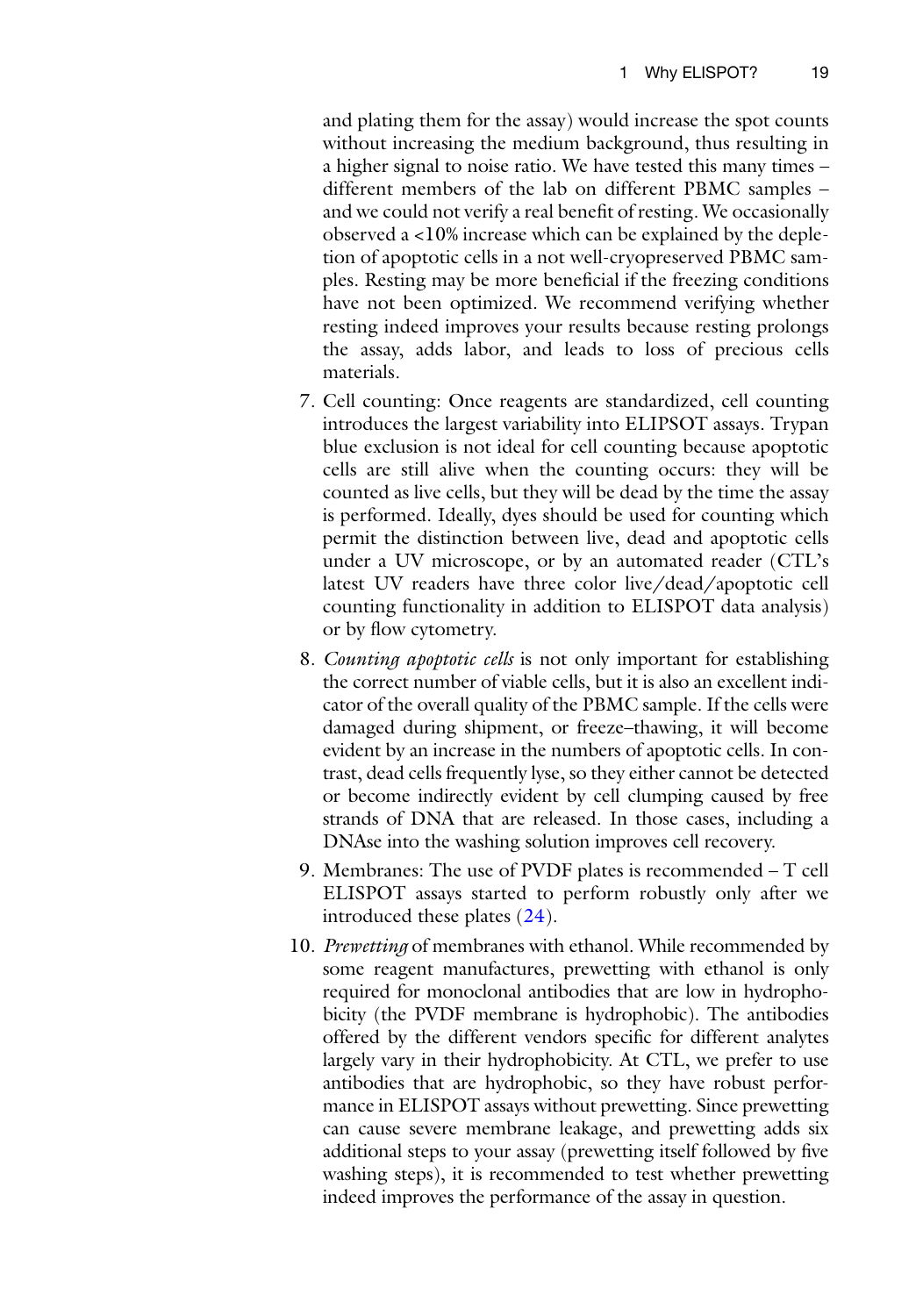and plating them for the assay) would increase the spot counts without increasing the medium background, thus resulting in a higher signal to noise ratio. We have tested this many times – different members of the lab on different PBMC samples – and we could not verify a real benefit of resting. We occasionally observed a <10% increase which can be explained by the depletion of apoptotic cells in a not well-cryopreserved PBMC samples. Resting may be more beneficial if the freezing conditions have not been optimized. We recommend verifying whether resting indeed improves your results because resting prolongs the assay, adds labor, and leads to loss of precious cells materials.

7. Cell counting: Once reagents are standardized, cell counting introduces the largest variability into ELIPSOT assays. Trypan blue exclusion is not ideal for cell counting because apoptotic cells are still alive when the counting occurs: they will be counted as live cells, but they will be dead by the time the assay is performed. Ideally, dyes should be used for counting which permit the distinction between live, dead and apoptotic cells under a UV microscope, or by an automated reader (CTL's latest UV readers have three color live/dead/apoptotic cell counting functionality in addition to ELISPOT data analysis) or by flow cytometry.
8. *Counting apoptotic cells* is not only important for establishing the correct number of viable cells, but it is also an excellent indicator of the overall quality of the PBMC sample. If the cells were damaged during shipment, or freeze–thawing, it will become evident by an increase in the numbers of apoptotic cells. In contrast, dead cells frequently lyse, so they either cannot be detected or become indirectly evident by cell clumping caused by free strands of DNA that are released. In those cases, including a DNAse into the washing solution improves cell recovery.
9. Membranes: The use of PVDF plates is recommended – T cell ELISPOT assays started to perform robustly only after we introduced these plates (24).
10. *Prewetting* of membranes with ethanol. While recommended by some reagent manufactures, prewetting with ethanol is only required for monoclonal antibodies that are low in hydrophobicity (the PVDF membrane is hydrophobic). The antibodies offered by the different vendors specific for different analytes largely vary in their hydrophobicity. At CTL, we prefer to use antibodies that are hydrophobic, so they have robust performance in ELISPOT assays without prewetting. Since prewetting can cause severe membrane leakage, and prewetting adds six additional steps to your assay (prewetting itself followed by five washing steps), it is recommended to test whether prewetting indeed improves the performance of the assay in question.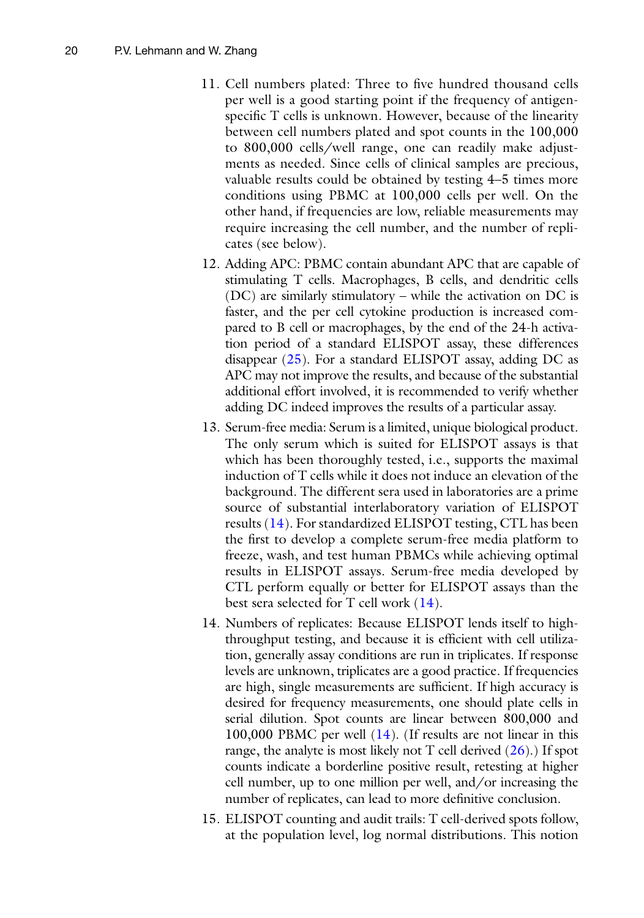11. Cell numbers plated: Three to five hundred thousand cells per well is a good starting point if the frequency of antigen-specific T cells is unknown. However, because of the linearity between cell numbers plated and spot counts in the 100,000 to 800,000 cells/well range, one can readily make adjustments as needed. Since cells of clinical samples are precious, valuable results could be obtained by testing 4–5 times more conditions using PBMC at 100,000 cells per well. On the other hand, if frequencies are low, reliable measurements may require increasing the cell number, and the number of replicates (see below).

12. Adding APC: PBMC contain abundant APC that are capable of stimulating T cells. Macrophages, B cells, and dendritic cells (DC) are similarly stimulatory – while the activation on DC is faster, and the per cell cytokine production is increased compared to B cell or macrophages, by the end of the 24-h activation period of a standard ELISPOT assay, these differences disappear (25). For a standard ELISPOT assay, adding DC as APC may not improve the results, and because of the substantial additional effort involved, it is recommended to verify whether adding DC indeed improves the results of a particular assay.

13. Serum-free media: Serum is a limited, unique biological product. The only serum which is suited for ELISPOT assays is that which has been thoroughly tested, i.e., supports the maximal induction of T cells while it does not induce an elevation of the background. The different sera used in laboratories are a prime source of substantial interlaboratory variation of ELISPOT results (14). For standardized ELISPOT testing, CTL has been the first to develop a complete serum-free media platform to freeze, wash, and test human PBMCs while achieving optimal results in ELISPOT assays. Serum-free media developed by CTL perform equally or better for ELISPOT assays than the best sera selected for T cell work (14).

14. Numbers of replicates: Because ELISPOT lends itself to high-throughput testing, and because it is efficient with cell utilization, generally assay conditions are run in triplicates. If response levels are unknown, triplicates are a good practice. If frequencies are high, single measurements are sufficient. If high accuracy is desired for frequency measurements, one should plate cells in serial dilution. Spot counts are linear between 800,000 and 100,000 PBMC per well (14). (If results are not linear in this range, the analyte is most likely not T cell derived (26).) If spot counts indicate a borderline positive result, retesting at higher cell number, up to one million per well, and/or increasing the number of replicates, can lead to more definitive conclusion.

15. ELISPOT counting and audit trails: T cell-derived spots follow, at the population level, log normal distributions. This notion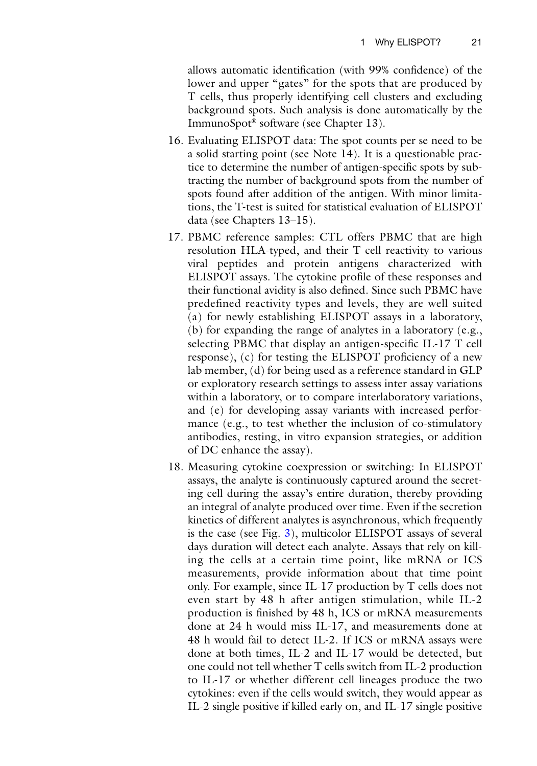allows automatic identification (with 99% confidence) of the lower and upper "gates" for the spots that are produced by T cells, thus properly identifying cell clusters and excluding background spots. Such analysis is done automatically by the ImmunoSpot® software (see Chapter 13).

16. Evaluating ELISPOT data: The spot counts per se need to be a solid starting point (see Note 14). It is a questionable practice to determine the number of antigen-specific spots by subtracting the number of background spots from the number of spots found after addition of the antigen. With minor limitations, the T-test is suited for statistical evaluation of ELISPOT data (see Chapters 13–15).

17. PBMC reference samples: CTL offers PBMC that are high resolution HLA-typed, and their T cell reactivity to various viral peptides and protein antigens characterized with ELISPOT assays. The cytokine profile of these responses and their functional avidity is also defined. Since such PBMC have predefined reactivity types and levels, they are well suited (a) for newly establishing ELISPOT assays in a laboratory, (b) for expanding the range of analytes in a laboratory (e.g., selecting PBMC that display an antigen-specific IL-17 T cell response), (c) for testing the ELISPOT proficiency of a new lab member, (d) for being used as a reference standard in GLP or exploratory research settings to assess inter assay variations within a laboratory, or to compare interlaboratory variations, and (e) for developing assay variants with increased performance (e.g., to test whether the inclusion of co-stimulatory antibodies, resting, in vitro expansion strategies, or addition of DC enhance the assay).

18. Measuring cytokine coexpression or switching: In ELISPOT assays, the analyte is continuously captured around the secreting cell during the assay's entire duration, thereby providing an integral of analyte produced over time. Even if the secretion kinetics of different analytes is asynchronous, which frequently is the case (see Fig. 3), multicolor ELISPOT assays of several days duration will detect each analyte. Assays that rely on killing the cells at a certain time point, like mRNA or ICS measurements, provide information about that time point only. For example, since IL-17 production by T cells does not even start by 48 h after antigen stimulation, while IL-2 production is finished by 48 h, ICS or mRNA measurements done at 24 h would miss IL-17, and measurements done at 48 h would fail to detect IL-2. If ICS or mRNA assays were done at both times, IL-2 and IL-17 would be detected, but one could not tell whether T cells switch from IL-2 production to IL-17 or whether different cell lineages produce the two cytokines: even if the cells would switch, they would appear as IL-2 single positive if killed early on, and IL-17 single positive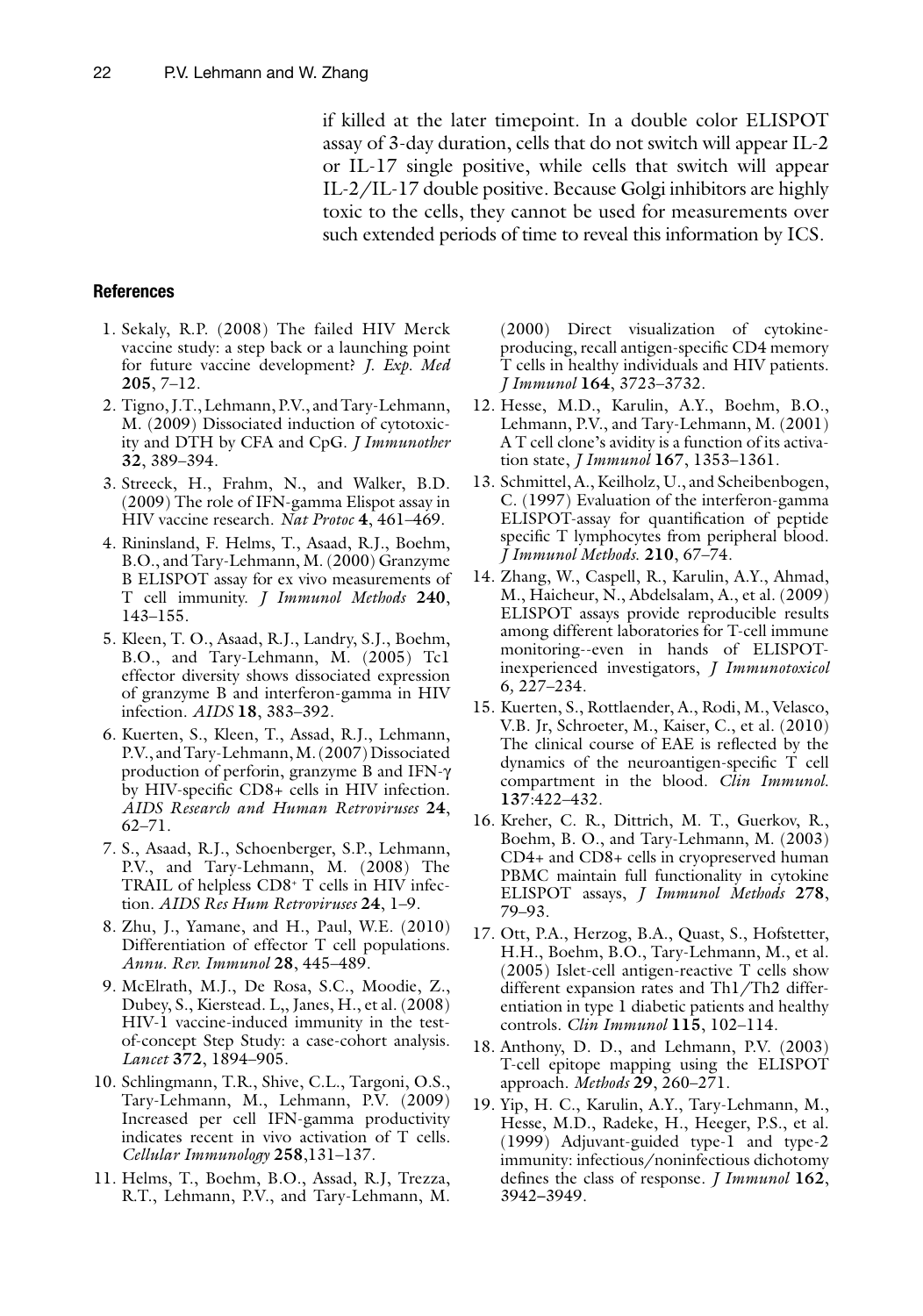if killed at the later timepoint. In a double color ELISPOT assay of 3-day duration, cells that do not switch will appear IL-2 or IL-17 single positive, while cells that switch will appear IL-2/IL-17 double positive. Because Golgi inhibitors are highly toxic to the cells, they cannot be used for measurements over such extended periods of time to reveal this information by ICS.

## References

1. Sekaly, R.P. (2008) The failed HIV Merck vaccine study: a step back or a launching point for future vaccine development? *J. Exp. Med* **205**, 7–12.
2. Tigno, J.T., Lehmann, P.V., and Tary-Lehmann, M. (2009) Dissociated induction of cytotoxicity and DTH by CFA and CpG. *J Immunother* **32**, 389–394.
3. Streeck, H., Frahm, N., and Walker, B.D. (2009) The role of IFN-gamma Elispot assay in HIV vaccine research. *Nat Protoc* **4**, 461–469.
4. Rininsland, F. Helms, T., Asaad, R.J., Boehm, B.O., and Tary-Lehmann, M. (2000) Granzyme B ELISPOT assay for ex vivo measurements of T cell immunity. *J Immunol Methods* **240**, 143–155.
5. Kleen, T. O., Asaad, R.J., Landry, S.J., Boehm, B.O., and Tary-Lehmann, M. (2005) Tc1 effector diversity shows dissociated expression of granzyme B and interferon-gamma in HIV infection. *AIDS* **18**, 383–392.
6. Kuerten, S., Kleen, T., Assad, R.J., Lehmann, P.V., and Tary-Lehmann, M. (2007) Dissociated production of perforin, granzyme B and IFN-γ by HIV-specific CD8+ cells in HIV infection. *AIDS Research and Human Retroviruses* **24**, 62–71.
7. S., Asaad, R.J., Schoenberger, S.P., Lehmann, P.V., and Tary-Lehmann, M. (2008) The TRAIL of helpless CD8+ T cells in HIV infection. *AIDS Res Hum Retroviruses* **24**, 1–9.
8. Zhu, J., Yamane, and H., Paul, W.E. (2010) Differentiation of effector T cell populations. *Annu. Rev. Immunol* **28**, 445–489.
9. McElrath, M.J., De Rosa, S.C., Moodie, Z., Dubey, S., Kierstead. L,, Janes, H., et al. (2008) HIV-1 vaccine-induced immunity in the test-of-concept Step Study: a case-cohort analysis. *Lancet* **372**, 1894–905.
10. Schlingmann, T.R., Shive, C.L., Targoni, O.S., Tary-Lehmann, M., Lehmann, P.V. (2009) Increased per cell IFN-gamma productivity indicates recent in vivo activation of T cells. *Cellular Immunology* **258**,131–137.
11. Helms, T., Boehm, B.O., Assad, R.J, Trezza, R.T., Lehmann, P.V., and Tary-Lehmann, M. (2000) Direct visualization of cytokine-producing, recall antigen-specific CD4 memory T cells in healthy individuals and HIV patients. *J Immunol* **164**, 3723–3732.
12. Hesse, M.D., Karulin, A.Y., Boehm, B.O., Lehmann, P.V., and Tary-Lehmann, M. (2001) A T cell clone's avidity is a function of its activation state, *J Immunol* **167**, 1353–1361.
13. Schmittel, A., Keilholz, U., and Scheibenbogen, C. (1997) Evaluation of the interferon-gamma ELISPOT-assay for quantification of peptide specific T lymphocytes from peripheral blood. *J Immunol Methods.* **210**, 67–74.
14. Zhang, W., Caspell, R., Karulin, A.Y., Ahmad, M., Haicheur, N., Abdelsalam, A., et al. (2009) ELISPOT assays provide reproducible results among different laboratories for T-cell immune monitoring--even in hands of ELISPOT-inexperienced investigators, *J Immunotoxicol* 6, 227–234.
15. Kuerten, S., Rottlaender, A., Rodi, M., Velasco, V.B. Jr, Schroeter, M., Kaiser, C., et al. (2010) The clinical course of EAE is reflected by the dynamics of the neuroantigen-specific T cell compartment in the blood. *Clin Immunol.* **137**:422–432.
16. Kreher, C. R., Dittrich, M. T., Guerkov, R., Boehm, B. O., and Tary-Lehmann, M. (2003) CD4+ and CD8+ cells in cryopreserved human PBMC maintain full functionality in cytokine ELISPOT assays, *J Immunol Methods* **278**, 79–93.
17. Ott, P.A., Herzog, B.A., Quast, S., Hofstetter, H.H., Boehm, B.O., Tary-Lehmann, M., et al. (2005) Islet-cell antigen-reactive T cells show different expansion rates and Th1/Th2 differentiation in type 1 diabetic patients and healthy controls. *Clin Immunol* **115**, 102–114.
18. Anthony, D. D., and Lehmann, P.V. (2003) T-cell epitope mapping using the ELISPOT approach. *Methods* **29**, 260–271.
19. Yip, H. C., Karulin, A.Y., Tary-Lehmann, M., Hesse, M.D., Radeke, H., Heeger, P.S., et al. (1999) Adjuvant-guided type-1 and type-2 immunity: infectious/noninfectious dichotomy defines the class of response. *J Immunol* **162**, 3942–3949.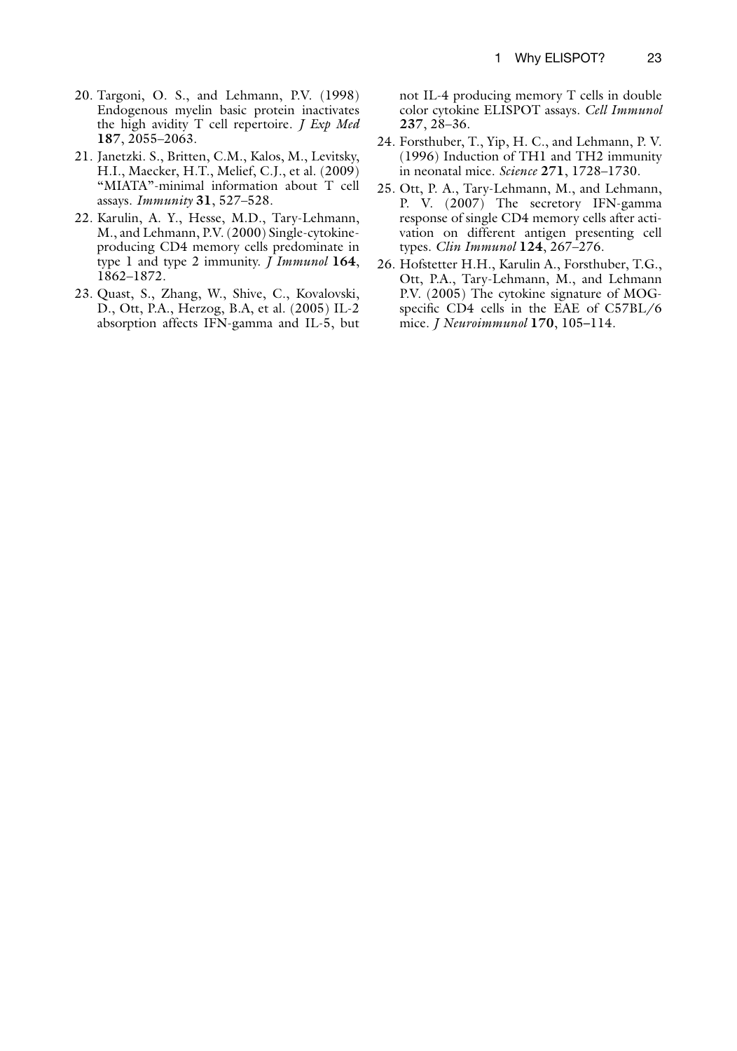20. Targoni, O. S., and Lehmann, P.V. (1998) Endogenous myelin basic protein inactivates the high avidity T cell repertoire. *J Exp Med* **187**, 2055–2063.
21. Janetzki. S., Britten, C.M., Kalos, M., Levitsky, H.I., Maecker, H.T., Melief, C.J., et al. (2009) "MIATA"-minimal information about T cell assays. *Immunity* **31**, 527–528.
22. Karulin, A. Y., Hesse, M.D., Tary-Lehmann, M., and Lehmann, P.V. (2000) Single-cytokine-producing CD4 memory cells predominate in type 1 and type 2 immunity. *J Immunol* **164**, 1862–1872.
23. Quast, S., Zhang, W., Shive, C., Kovalovski, D., Ott, P.A., Herzog, B.A, et al. (2005) IL-2 absorption affects IFN-gamma and IL-5, but not IL-4 producing memory T cells in double color cytokine ELISPOT assays. *Cell Immunol* **237**, 28–36.
24. Forsthuber, T., Yip, H. C., and Lehmann, P. V. (1996) Induction of TH1 and TH2 immunity in neonatal mice. *Science* **271**, 1728–1730.
25. Ott, P. A., Tary-Lehmann, M., and Lehmann, P. V. (2007) The secretory IFN-gamma response of single CD4 memory cells after activation on different antigen presenting cell types. *Clin Immunol* **124**, 267–276.
26. Hofstetter H.H., Karulin A., Forsthuber, T.G., Ott, P.A., Tary-Lehmann, M., and Lehmann P.V. (2005) The cytokine signature of MOG-specific CD4 cells in the EAE of C57BL/6 mice. *J Neuroimmunol* **170**, 105–114.